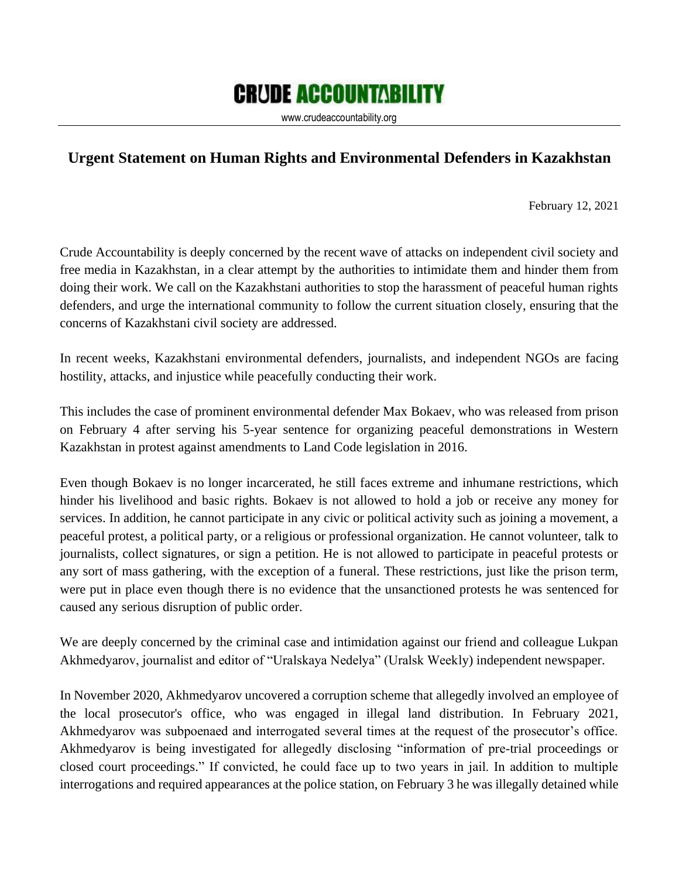# CRUDE ACCOUNTABILITY

www.crudeaccountability.org

## Urgent Statement on Human Rights and Environmental Defenders in Kazakhstan

February 12, 2021

Crude Accountability is deeply concerned by the recent wave of attacks on independent civil society and free media in Kazakhstan, in a clear attempt by the authorities to intimidate them and hinder them from doing their work. We call on the Kazakhstani authorities to stop the harassment of peaceful human rights defenders, and urge the international community to follow the current situation closely, ensuring that the concerns of Kazakhstani civil society are addressed.

In recent weeks, Kazakhstani environmental defenders, journalists, and independent NGOs are facing hostility, attacks, and injustice while peacefully conducting their work.

This includes the case of prominent environmental defender Max Bokaev, who was released from prison on February 4 after serving his 5-year sentence for organizing peaceful demonstrations in Western Kazakhstan in protest against amendments to Land Code legislation in 2016.

Even though Bokaev is no longer incarcerated, he still faces extreme and inhumane restrictions, which hinder his livelihood and basic rights. Bokaev is not allowed to hold a job or receive any money for services. In addition, he cannot participate in any civic or political activity such as joining a movement, a peaceful protest, a political party, or a religious or professional organization. He cannot volunteer, talk to journalists, collect signatures, or sign a petition. He is not allowed to participate in peaceful protests or any sort of mass gathering, with the exception of a funeral. These restrictions, just like the prison term, were put in place even though there is no evidence that the unsanctioned protests he was sentenced for caused any serious disruption of public order.

We are deeply concerned by the criminal case and intimidation against our friend and colleague Lukpan Akhmedyarov, journalist and editor of "Uralskaya Nedelya" (Uralsk Weekly) independent newspaper.

In November 2020, Akhmedyarov uncovered a corruption scheme that allegedly involved an employee of the local prosecutor's office, who was engaged in illegal land distribution. In February 2021, Akhmedyarov was subpoenaed and interrogated several times at the request of the prosecutor's office. Akhmedyarov is being investigated for allegedly disclosing "information of pre-trial proceedings or closed court proceedings." If convicted, he could face up to two years in jail. In addition to multiple interrogations and required appearances at the police station, on February 3 he was illegally detained while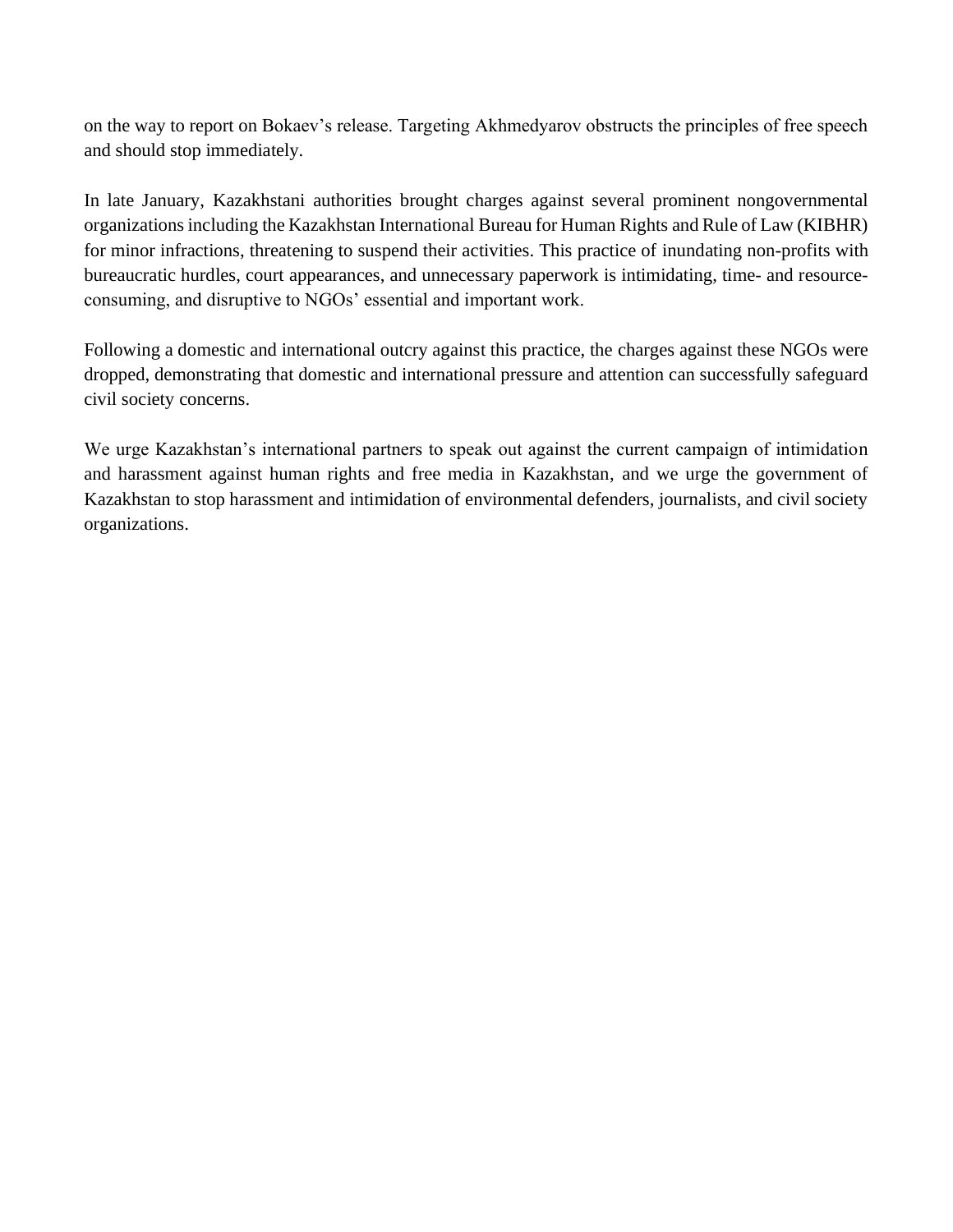on the way to report on Bokaev's release. Targeting Akhmedyarov obstructs the principles of free speech and should stop immediately.

In late January, Kazakhstani authorities brought charges against several prominent nongovernmental organizations including the Kazakhstan International Bureau for Human Rights and Rule of Law (KIBHR) for minor infractions, threatening to suspend their activities. This practice of inundating non-profits with bureaucratic hurdles, court appearances, and unnecessary paperwork is intimidating, time- and resource-consuming, and disruptive to NGOs' essential and important work.

Following a domestic and international outcry against this practice, the charges against these NGOs were dropped, demonstrating that domestic and international pressure and attention can successfully safeguard civil society concerns.

We urge Kazakhstan's international partners to speak out against the current campaign of intimidation and harassment against human rights and free media in Kazakhstan, and we urge the government of Kazakhstan to stop harassment and intimidation of environmental defenders, journalists, and civil society organizations.